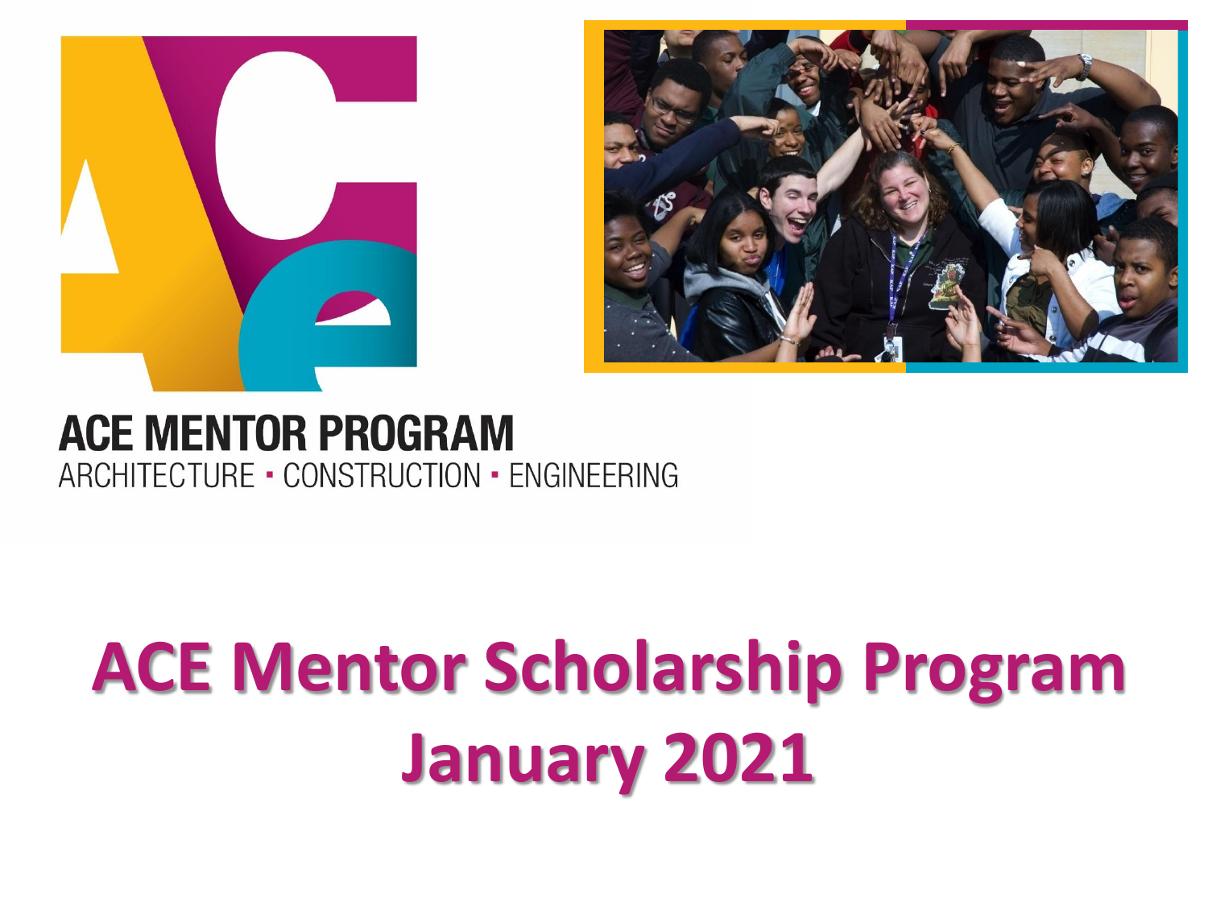ACE MENTOR PROGRAM

ARCHITECTURE · CONSTRUCTION · ENGINEERING

# ACE Mentor Scholarship Program January 2021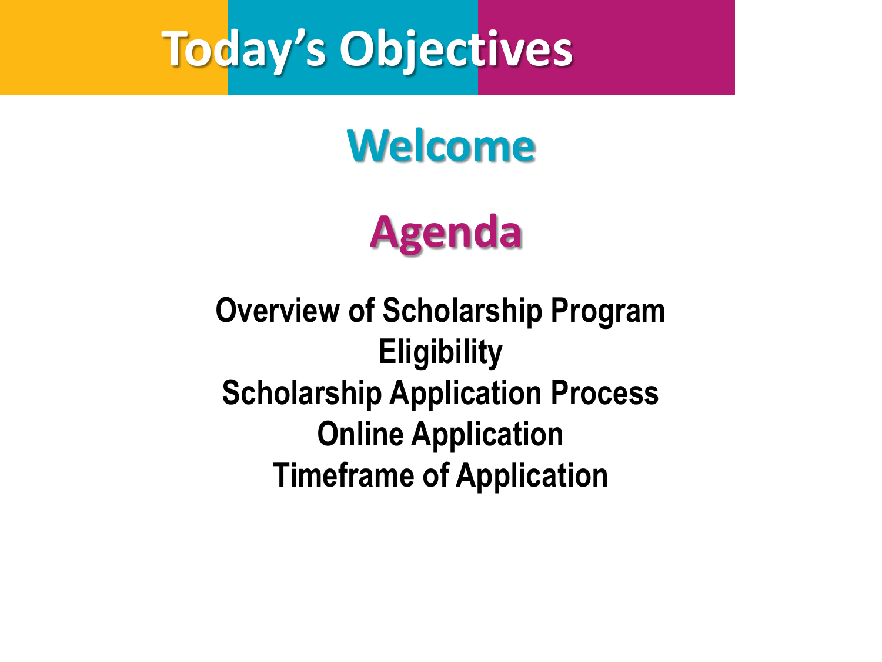# Today's Objectives

## Welcome

## Agenda

**Overview of Scholarship Program**
**Eligibility**
**Scholarship Application Process**
**Online Application**
**Timeframe of Application**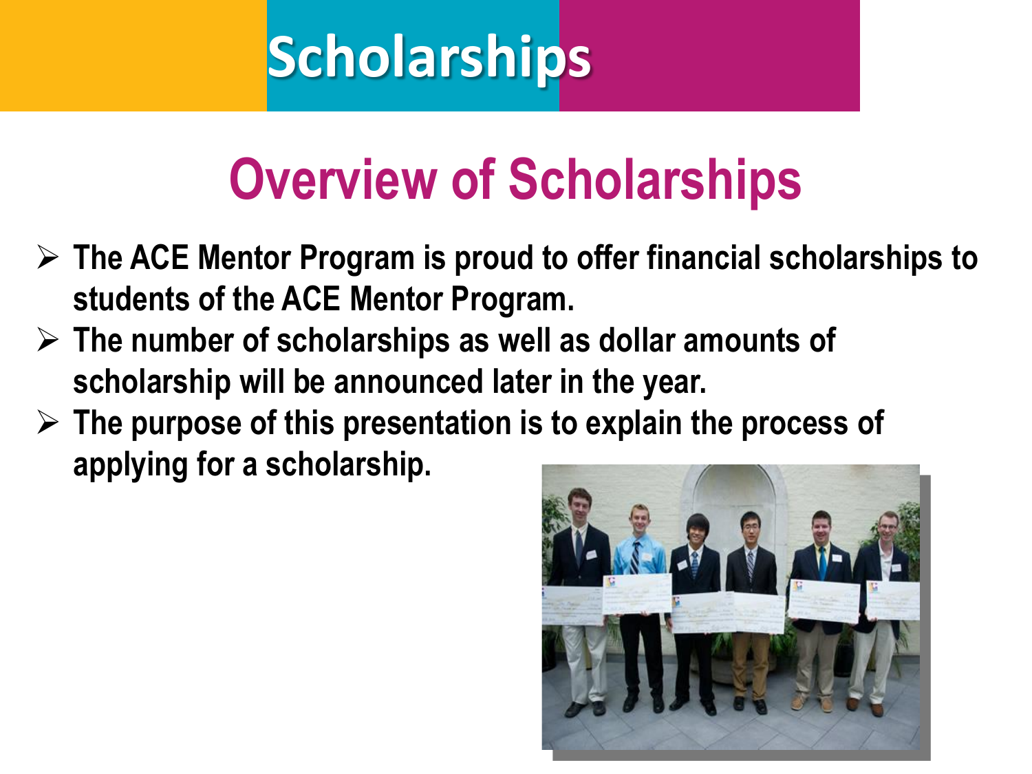# Scholarships

## Overview of Scholarships

- **The ACE Mentor Program is proud to offer financial scholarships to students of the ACE Mentor Program.**
- **The number of scholarships as well as dollar amounts of scholarship will be announced later in the year.**
- **The purpose of this presentation is to explain the process of applying for a scholarship.**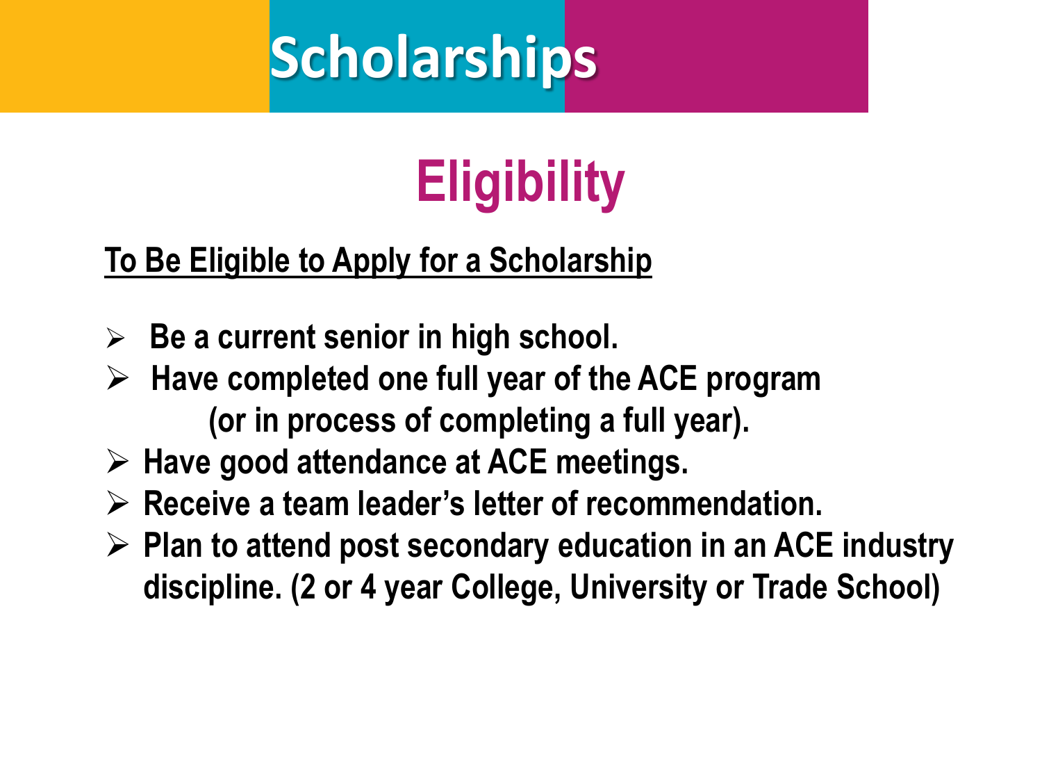# Scholarships

## Eligibility

**To Be Eligible to Apply for a Scholarship**

- **Be a current senior in high school.**
- **Have completed one full year of the ACE program (or in process of completing a full year).**
- **Have good attendance at ACE meetings.**
- **Receive a team leader's letter of recommendation.**
- **Plan to attend post secondary education in an ACE industry discipline. (2 or 4 year College, University or Trade School)**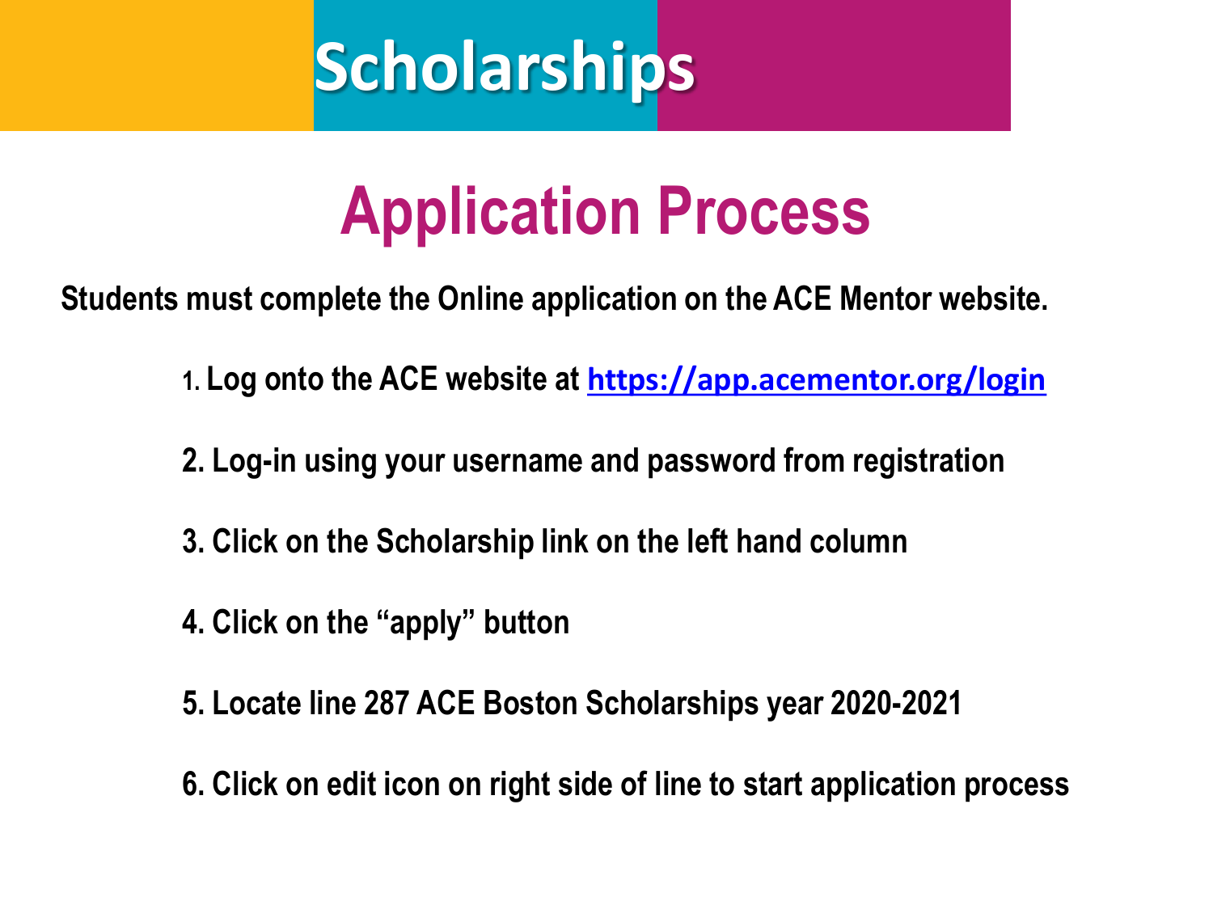# Scholarships

## Application Process

**Students must complete the Online application on the ACE Mentor website.**

1. **Log onto the ACE website at [https://app.acementor.org/login](https://app.acementor.org/login)**
2. **Log-in using your username and password from registration**
3. **Click on the Scholarship link on the left hand column**
4. **Click on the "apply" button**
5. **Locate line 287 ACE Boston Scholarships year 2020-2021**
6. **Click on edit icon on right side of line to start application process**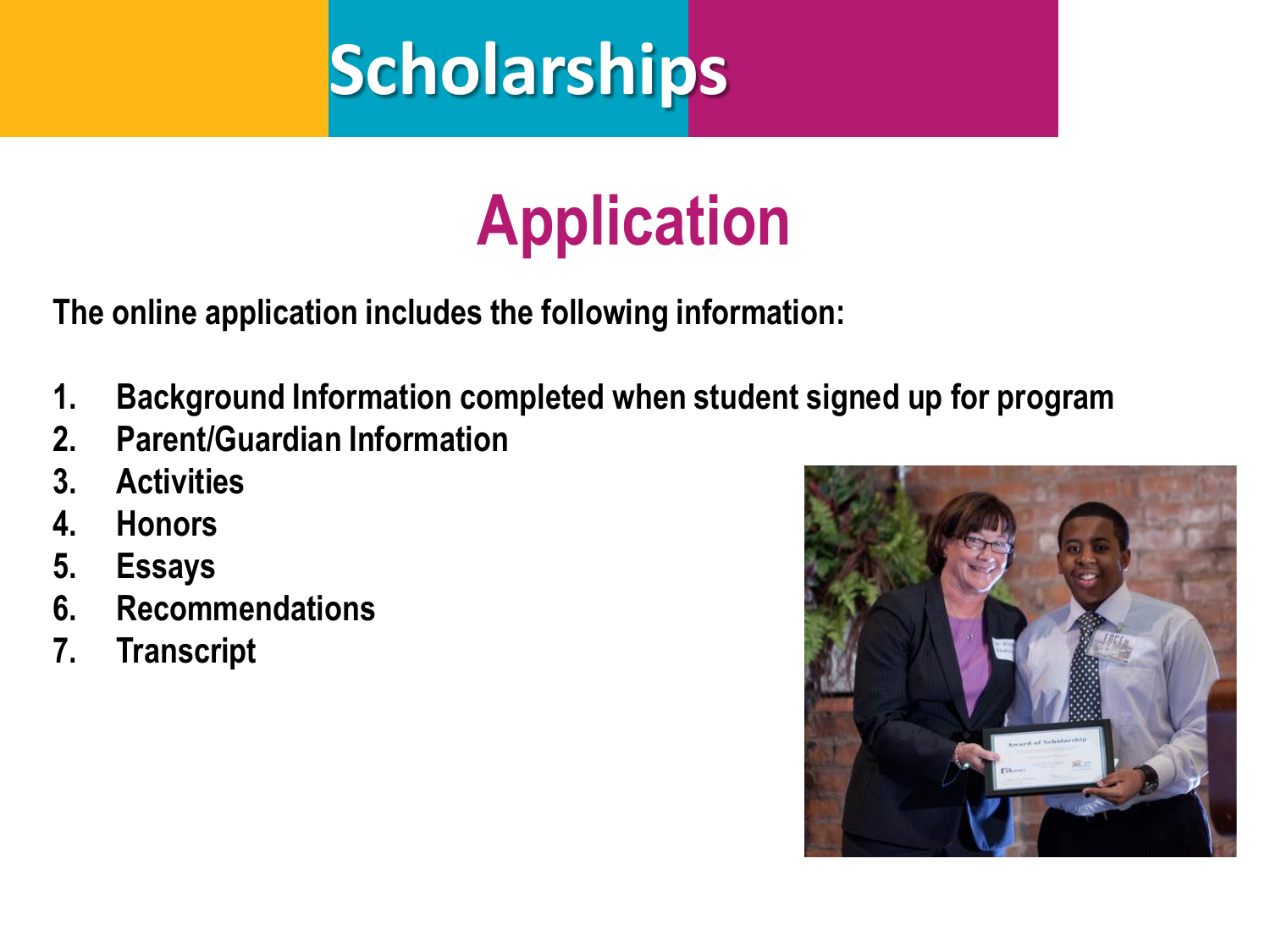# Scholarships

## Application

**The online application includes the following information:**

1. **Background Information completed when student signed up for program**
2. **Parent/Guardian Information**
3. **Activities**
4. **Honors**
5. **Essays**
6. **Recommendations**
7. **Transcript**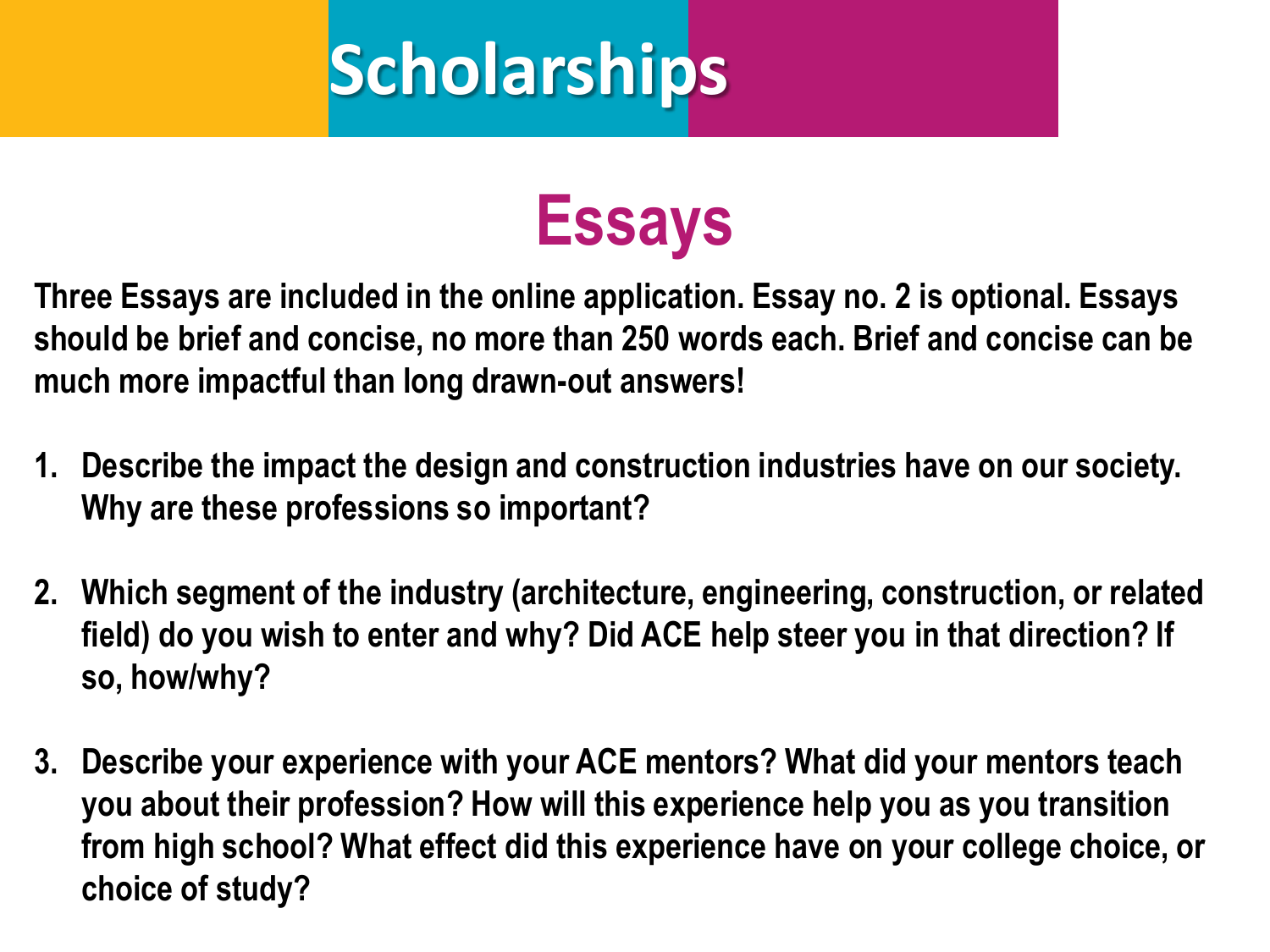# Scholarships

## Essays

**Three Essays are included in the online application. Essay no. 2 is optional. Essays should be brief and concise, no more than 250 words each. Brief and concise can be much more impactful than long drawn-out answers!**

1. **Describe the impact the design and construction industries have on our society. Why are these professions so important?**

2. **Which segment of the industry (architecture, engineering, construction, or related field) do you wish to enter and why? Did ACE help steer you in that direction? If so, how/why?**

3. **Describe your experience with your ACE mentors? What did your mentors teach you about their profession? How will this experience help you as you transition from high school? What effect did this experience have on your college choice, or choice of study?**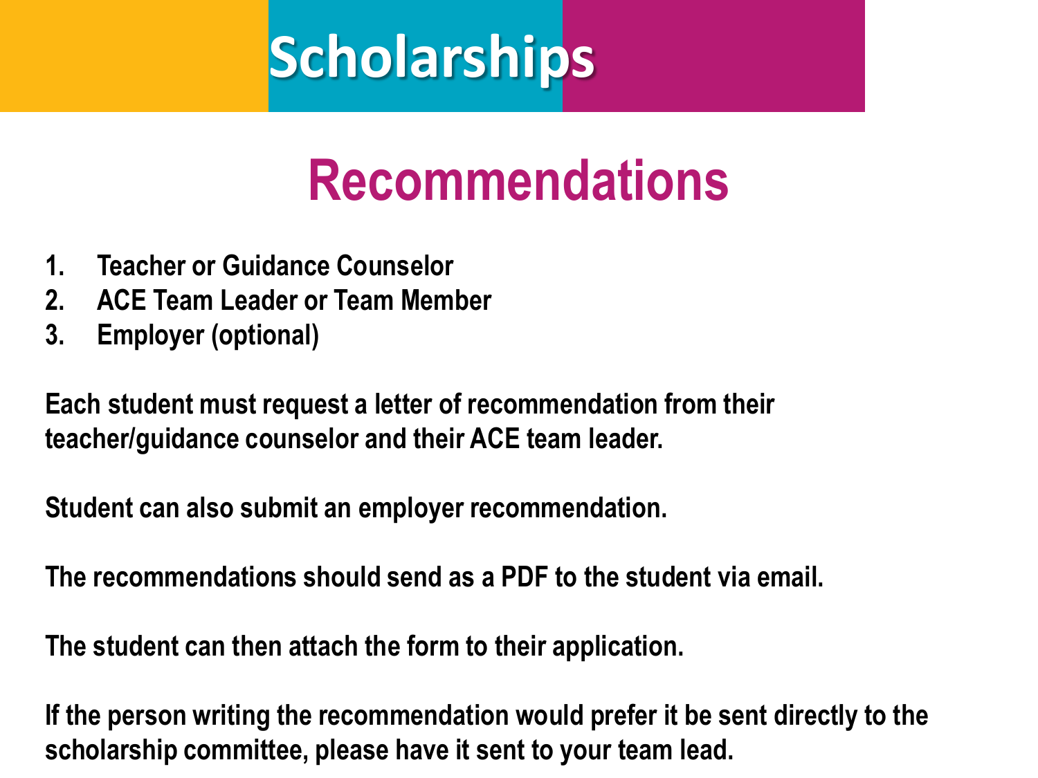# Scholarships

## Recommendations

1. Teacher or Guidance Counselor
2. ACE Team Leader or Team Member
3. Employer (optional)

Each student must request a letter of recommendation from their teacher/guidance counselor and their ACE team leader.

Student can also submit an employer recommendation.

The recommendations should send as a PDF to the student via email.

The student can then attach the form to their application.

If the person writing the recommendation would prefer it be sent directly to the scholarship committee, please have it sent to your team lead.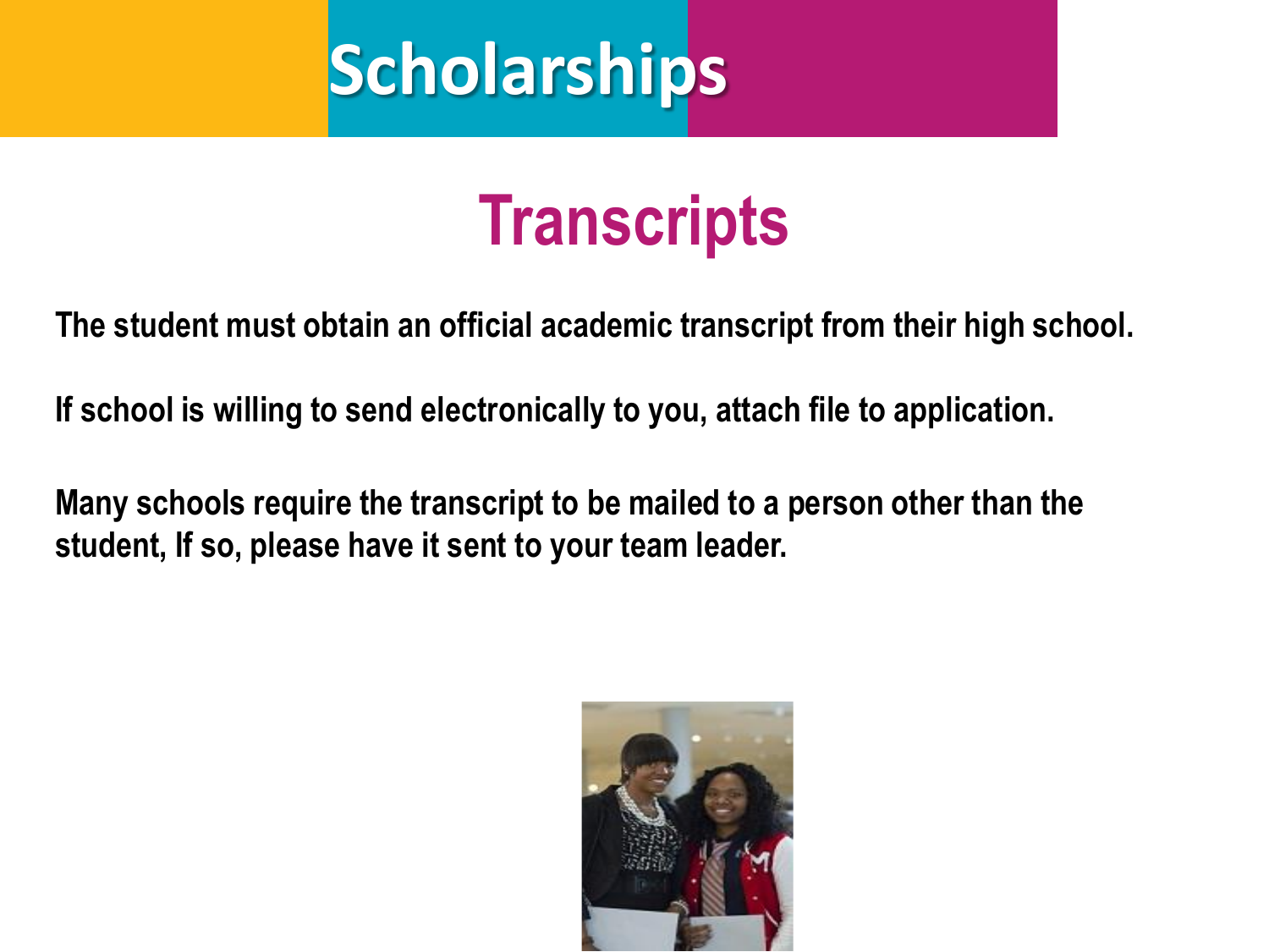# Scholarships

## Transcripts

**The student must obtain an official academic transcript from their high school.**

**If school is willing to send electronically to you, attach file to application.**

**Many schools require the transcript to be mailed to a person other than the student, If so, please have it sent to your team leader.**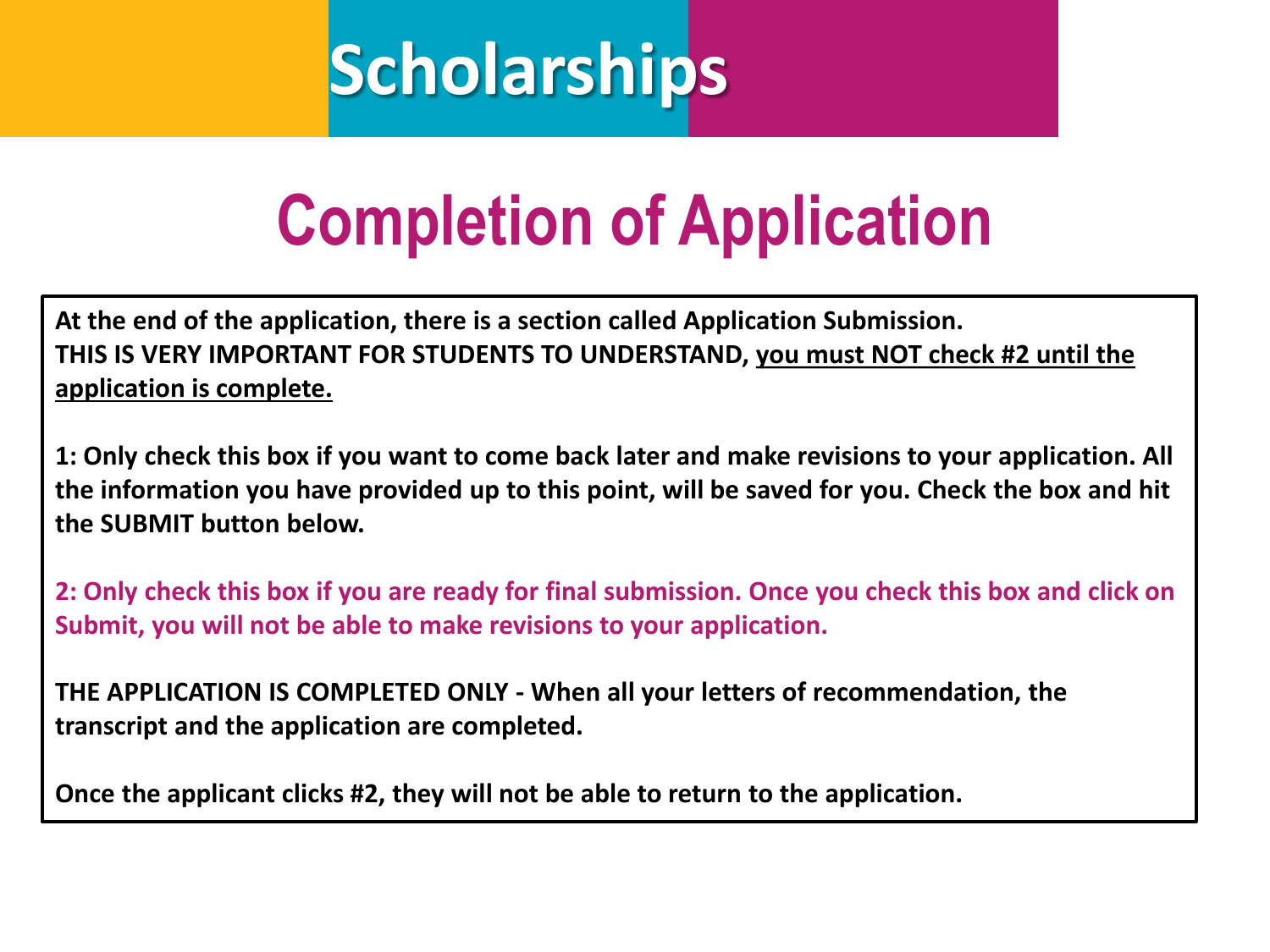# Scholarships

## Completion of Application

**At the end of the application, there is a section called Application Submission.**
**THIS IS VERY IMPORTANT FOR STUDENTS TO UNDERSTAND, <u>you must NOT check #2 until the application is complete.</u>**

**1: Only check this box if you want to come back later and make revisions to your application. All the information you have provided up to this point, will be saved for you. Check the box and hit the SUBMIT button below.**

**2: Only check this box if you are ready for final submission. Once you check this box and click on Submit, you will not be able to make revisions to your application.**

**THE APPLICATION IS COMPLETED ONLY - When all your letters of recommendation, the transcript and the application are completed.**

**Once the applicant clicks #2, they will not be able to return to the application.**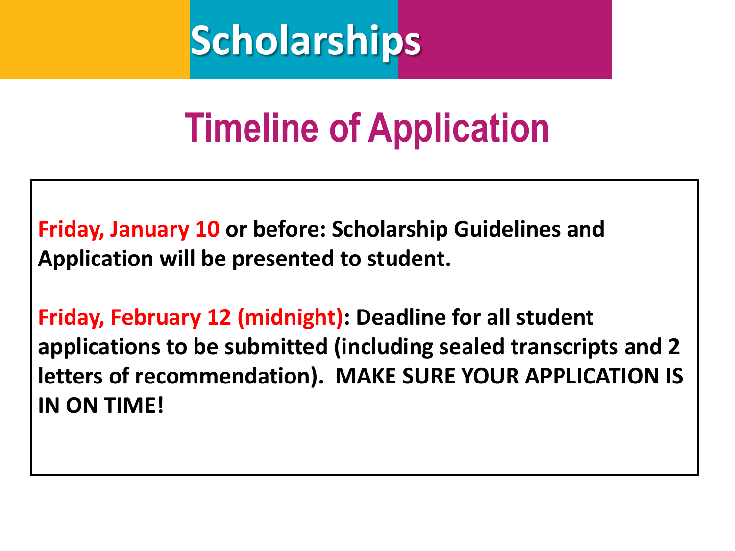# Scholarships

## Timeline of Application

**Friday, January 10 or before: Scholarship Guidelines and Application will be presented to student.**

**Friday, February 12 (midnight): Deadline for all student applications to be submitted (including sealed transcripts and 2 letters of recommendation). MAKE SURE YOUR APPLICATION IS IN ON TIME!**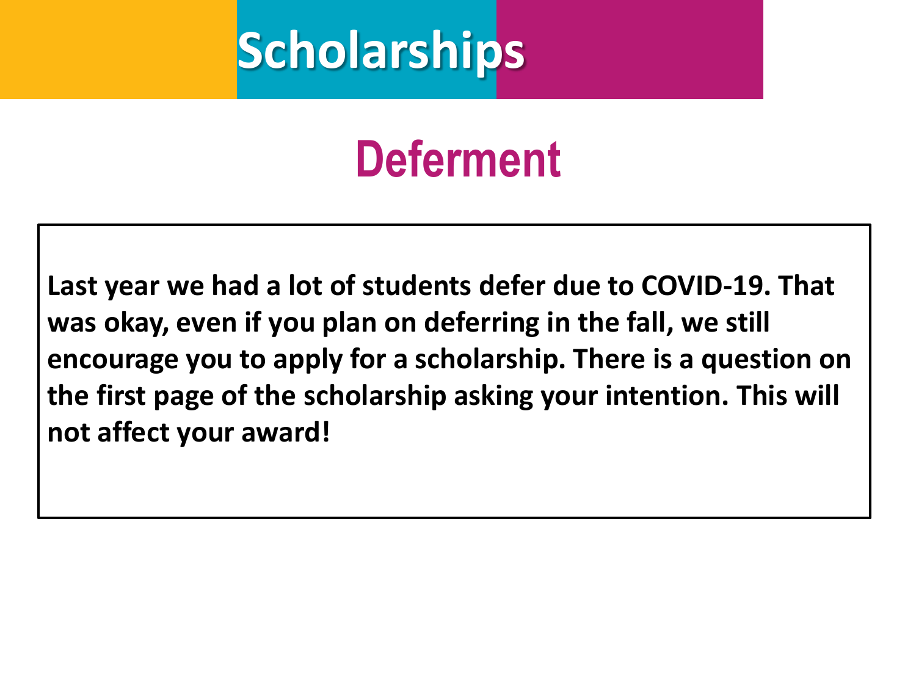# Scholarships

## Deferment

**Last year we had a lot of students defer due to COVID-19. That was okay, even if you plan on deferring in the fall, we still encourage you to apply for a scholarship. There is a question on the first page of the scholarship asking your intention. This will not affect your award!**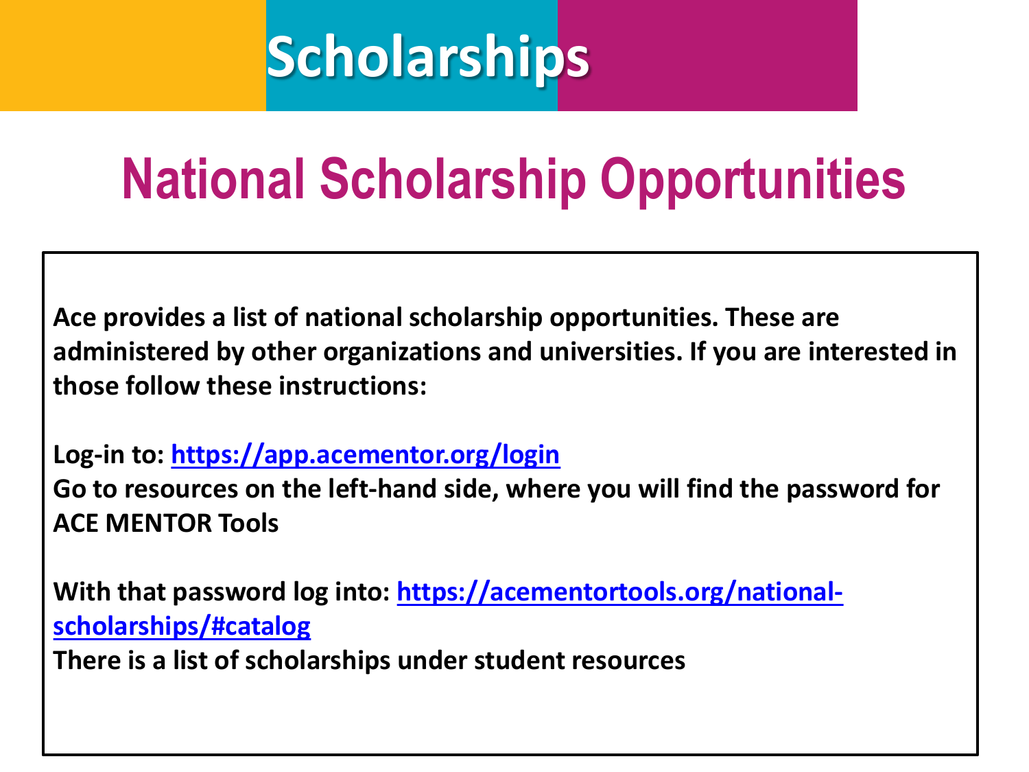# Scholarships

## National Scholarship Opportunities

**Ace provides a list of national scholarship opportunities. These are administered by other organizations and universities. If you are interested in those follow these instructions:**

**Log-in to: [https://app.acementor.org/login](https://app.acementor.org/login)**
**Go to resources on the left-hand side, where you will find the password for ACE MENTOR Tools**

**With that password log into: [https://acementortools.org/national-scholarships/#catalog](https://acementortools.org/national-scholarships/#catalog)**
**There is a list of scholarships under student resources**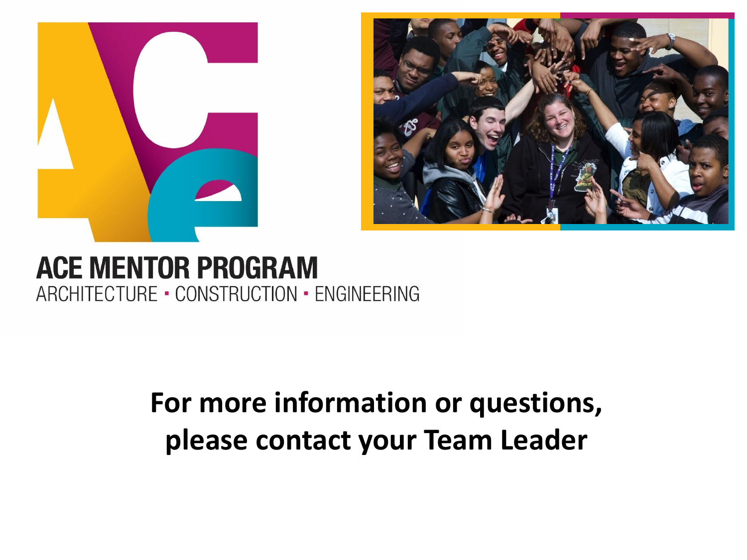ACE MENTOR PROGRAM

ARCHITECTURE ▪ CONSTRUCTION ▪ ENGINEERING

**For more information or questions, please contact your Team Leader**